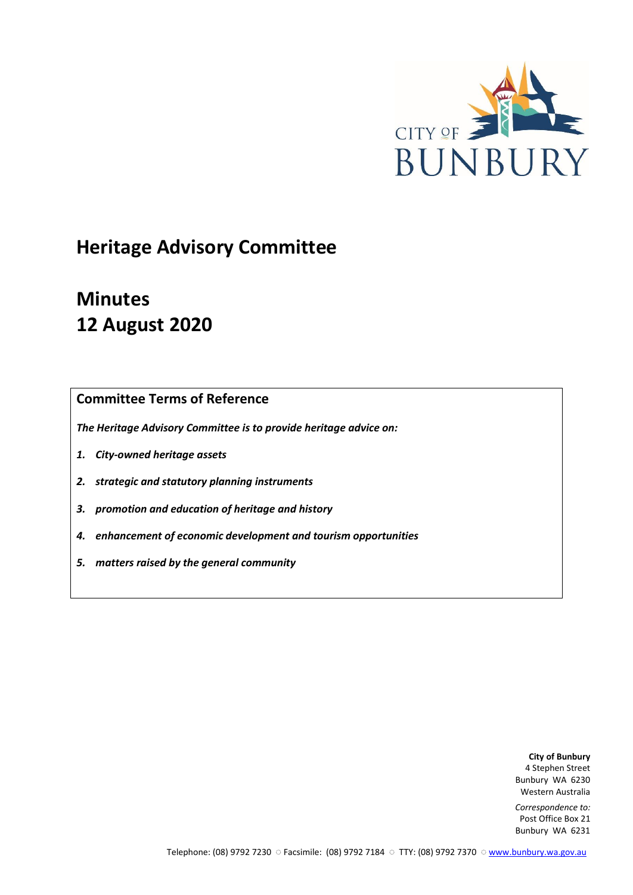# Heritage Advisory Committee

# Minutes
# 12 August 2020

## Committee Terms of Reference

***The Heritage Advisory Committee is to provide heritage advice on:***

1. ***City-owned heritage assets***
2. ***strategic and statutory planning instruments***
3. ***promotion and education of heritage and history***
4. ***enhancement of economic development and tourism opportunities***
5. ***matters raised by the general community***

**City of Bunbury**
4 Stephen Street
Bunbury WA 6230
Western Australia

*Correspondence to:*
Post Office Box 21
Bunbury WA 6231

Telephone: (08) 9792 7230 ○ Facsimile: (08) 9792 7184 ○ TTY: (08) 9792 7370 ○ www.bunbury.wa.gov.au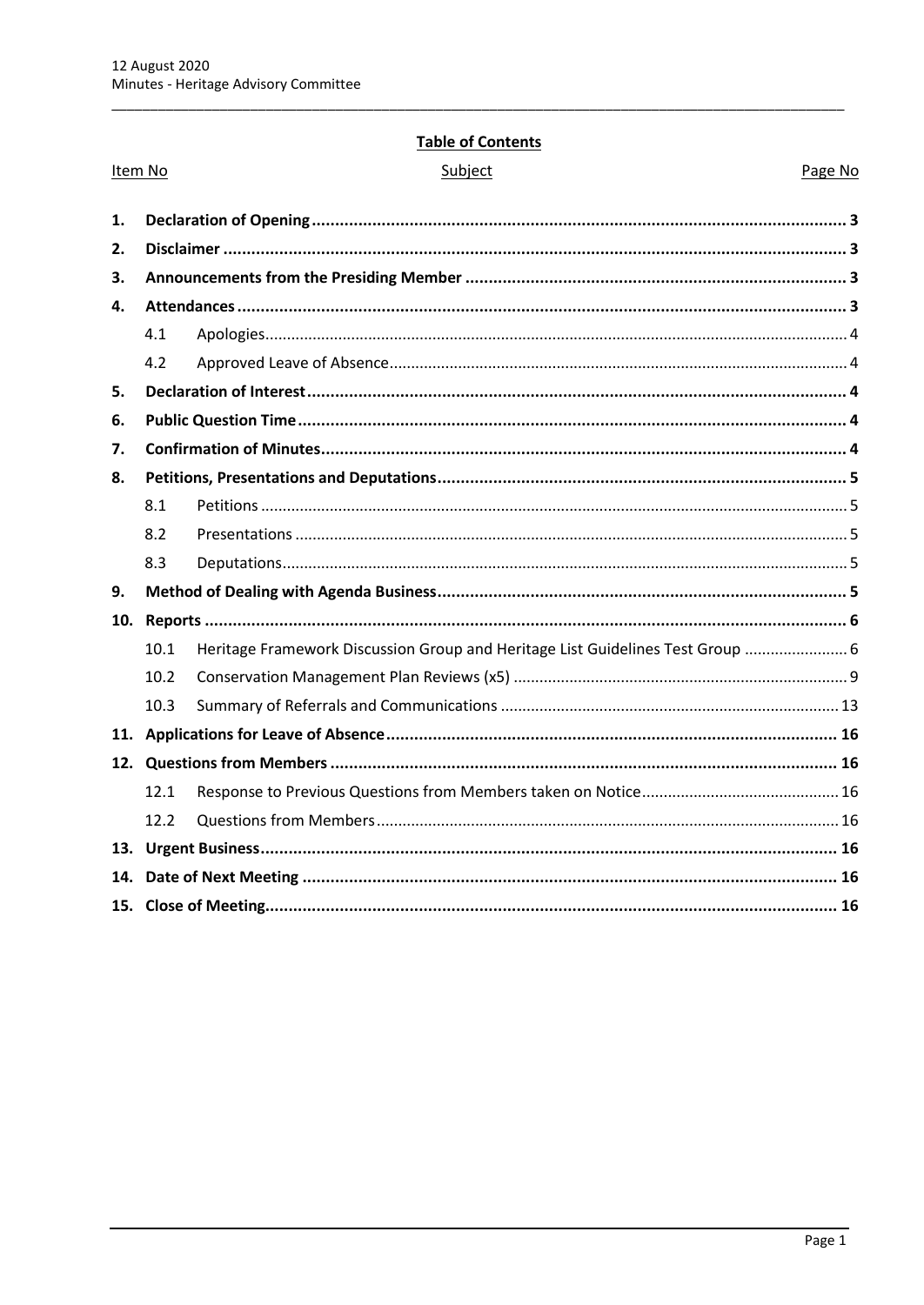## Table of Contents

| Item No | | Subject | Page No |
|---|---|---|---|
| **1.** | | **Declaration of Opening** | **3** |
| **2.** | | **Disclaimer** | **3** |
| **3.** | | **Announcements from the Presiding Member** | **3** |
| **4.** | | **Attendances** | **3** |
| | 4.1 | Apologies | 4 |
| | 4.2 | Approved Leave of Absence | 4 |
| **5.** | | **Declaration of Interest** | **4** |
| **6.** | | **Public Question Time** | **4** |
| **7.** | | **Confirmation of Minutes** | **4** |
| **8.** | | **Petitions, Presentations and Deputations** | **5** |
| | 8.1 | Petitions | 5 |
| | 8.2 | Presentations | 5 |
| | 8.3 | Deputations | 5 |
| **9.** | | **Method of Dealing with Agenda Business** | **5** |
| **10.** | | **Reports** | **6** |
| | 10.1 | Heritage Framework Discussion Group and Heritage List Guidelines Test Group | 6 |
| | 10.2 | Conservation Management Plan Reviews (x5) | 9 |
| | 10.3 | Summary of Referrals and Communications | 13 |
| **11.** | | **Applications for Leave of Absence** | **16** |
| **12.** | | **Questions from Members** | **16** |
| | 12.1 | Response to Previous Questions from Members taken on Notice | 16 |
| | 12.2 | Questions from Members | 16 |
| **13.** | | **Urgent Business** | **16** |
| **14.** | | **Date of Next Meeting** | **16** |
| **15.** | | **Close of Meeting** | **16** |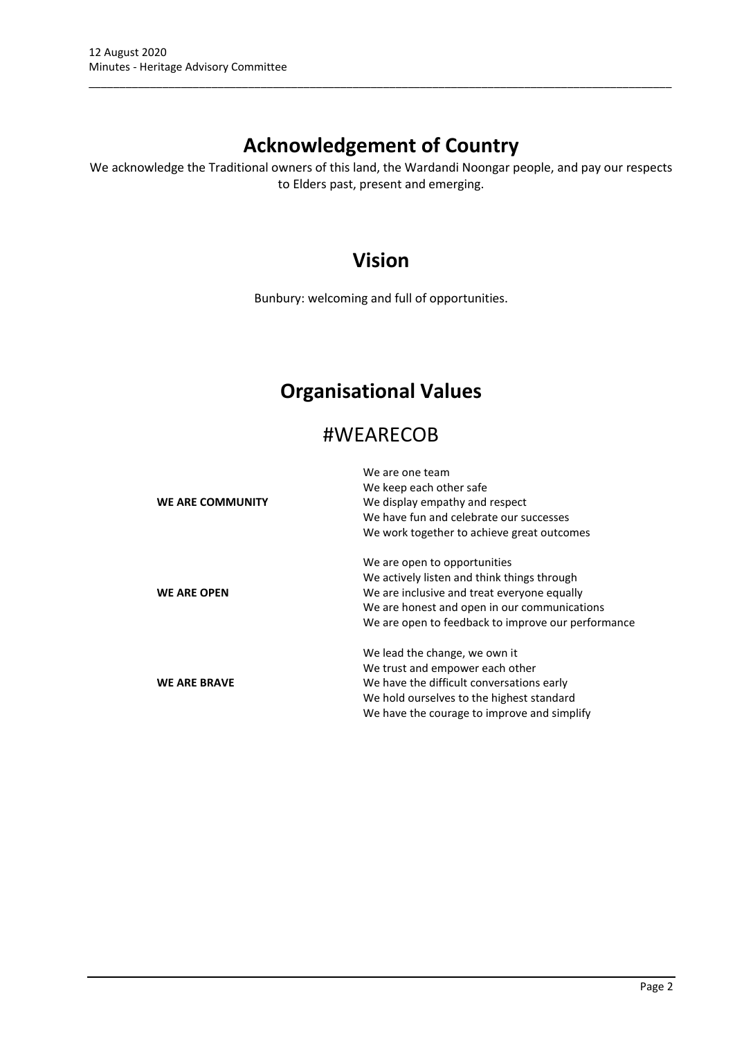# Acknowledgement of Country

We acknowledge the Traditional owners of this land, the Wardandi Noongar people, and pay our respects to Elders past, present and emerging.

# Vision

Bunbury: welcoming and full of opportunities.

# Organisational Values

## #WEARECOB

| | |
|---|---|
| **WE ARE COMMUNITY** | We are one team<br>We keep each other safe<br>We display empathy and respect<br>We have fun and celebrate our successes<br>We work together to achieve great outcomes |
| **WE ARE OPEN** | We are open to opportunities<br>We actively listen and think things through<br>We are inclusive and treat everyone equally<br>We are honest and open in our communications<br>We are open to feedback to improve our performance |
| **WE ARE BRAVE** | We lead the change, we own it<br>We trust and empower each other<br>We have the difficult conversations early<br>We hold ourselves to the highest standard<br>We have the courage to improve and simplify |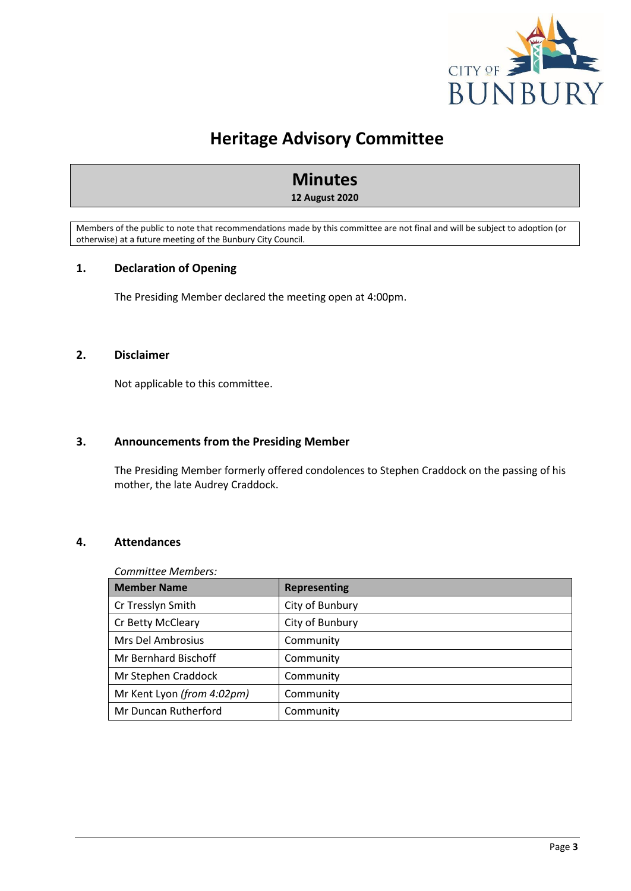# Heritage Advisory Committee

## Minutes

**12 August 2020**

Members of the public to note that recommendations made by this committee are not final and will be subject to adoption (or otherwise) at a future meeting of the Bunbury City Council.

### 1. Declaration of Opening

The Presiding Member declared the meeting open at 4:00pm.

### 2. Disclaimer

Not applicable to this committee.

### 3. Announcements from the Presiding Member

The Presiding Member formerly offered condolences to Stephen Craddock on the passing of his mother, the late Audrey Craddock.

### 4. Attendances

*Committee Members:*

| Member Name | Representing |
|---|---|
| Cr Tresslyn Smith | City of Bunbury |
| Cr Betty McCleary | City of Bunbury |
| Mrs Del Ambrosius | Community |
| Mr Bernhard Bischoff | Community |
| Mr Stephen Craddock | Community |
| Mr Kent Lyon *(from 4:02pm)* | Community |
| Mr Duncan Rutherford | Community |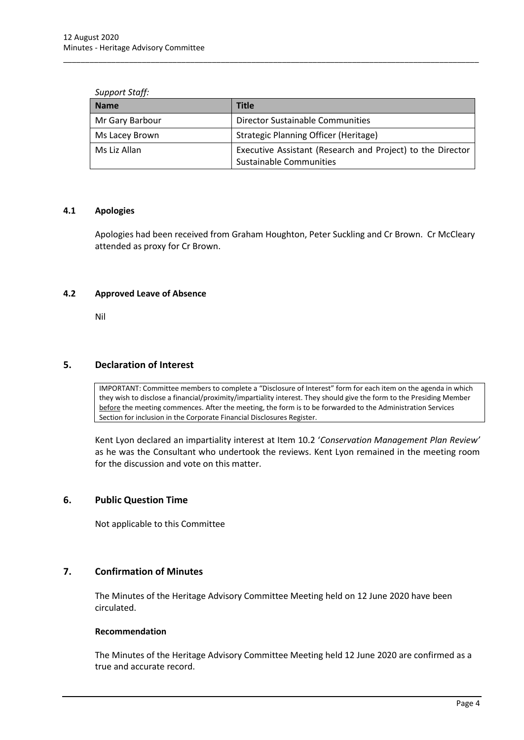*Support Staff:*

| Name | Title |
| --- | --- |
| Mr Gary Barbour | Director Sustainable Communities |
| Ms Lacey Brown | Strategic Planning Officer (Heritage) |
| Ms Liz Allan | Executive Assistant (Research and Project) to the Director Sustainable Communities |

### 4.1 Apologies

Apologies had been received from Graham Houghton, Peter Suckling and Cr Brown. Cr McCleary attended as proxy for Cr Brown.

### 4.2 Approved Leave of Absence

Nil

## 5. Declaration of Interest

IMPORTANT: Committee members to complete a "Disclosure of Interest" form for each item on the agenda in which they wish to disclose a financial/proximity/impartiality interest. They should give the form to the Presiding Member before the meeting commences. After the meeting, the form is to be forwarded to the Administration Services Section for inclusion in the Corporate Financial Disclosures Register.

Kent Lyon declared an impartiality interest at Item 10.2 '*Conservation Management Plan Review'* as he was the Consultant who undertook the reviews. Kent Lyon remained in the meeting room for the discussion and vote on this matter.

## 6. Public Question Time

Not applicable to this Committee

## 7. Confirmation of Minutes

The Minutes of the Heritage Advisory Committee Meeting held on 12 June 2020 have been circulated.

**Recommendation**

The Minutes of the Heritage Advisory Committee Meeting held 12 June 2020 are confirmed as a true and accurate record.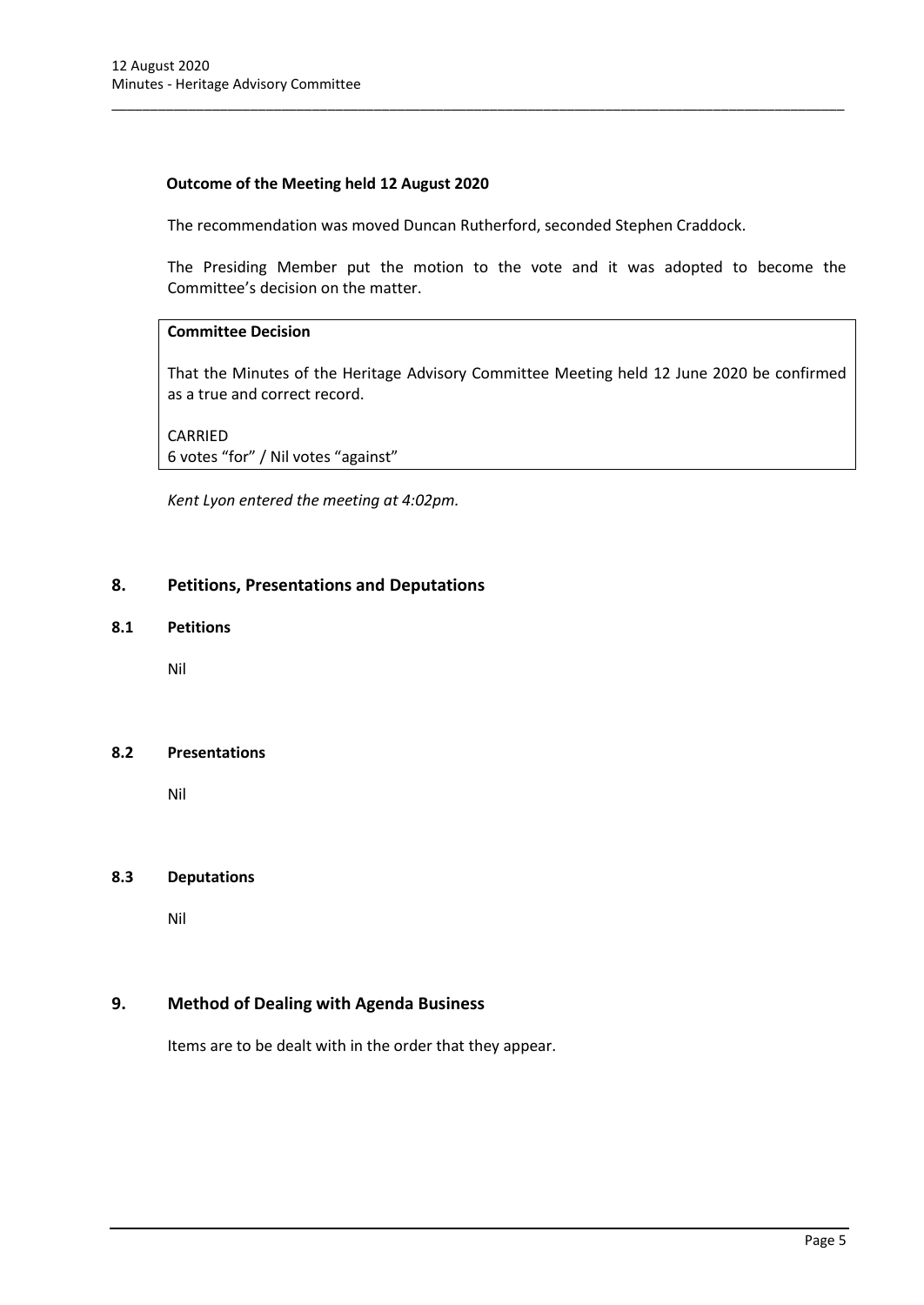**Outcome of the Meeting held 12 August 2020**

The recommendation was moved Duncan Rutherford, seconded Stephen Craddock.

The Presiding Member put the motion to the vote and it was adopted to become the Committee's decision on the matter.

**Committee Decision**

That the Minutes of the Heritage Advisory Committee Meeting held 12 June 2020 be confirmed as a true and correct record.

CARRIED
6 votes "for" / Nil votes "against"

*Kent Lyon entered the meeting at 4:02pm.*

## 8. Petitions, Presentations and Deputations

### 8.1 Petitions

Nil

### 8.2 Presentations

Nil

### 8.3 Deputations

Nil

## 9. Method of Dealing with Agenda Business

Items are to be dealt with in the order that they appear.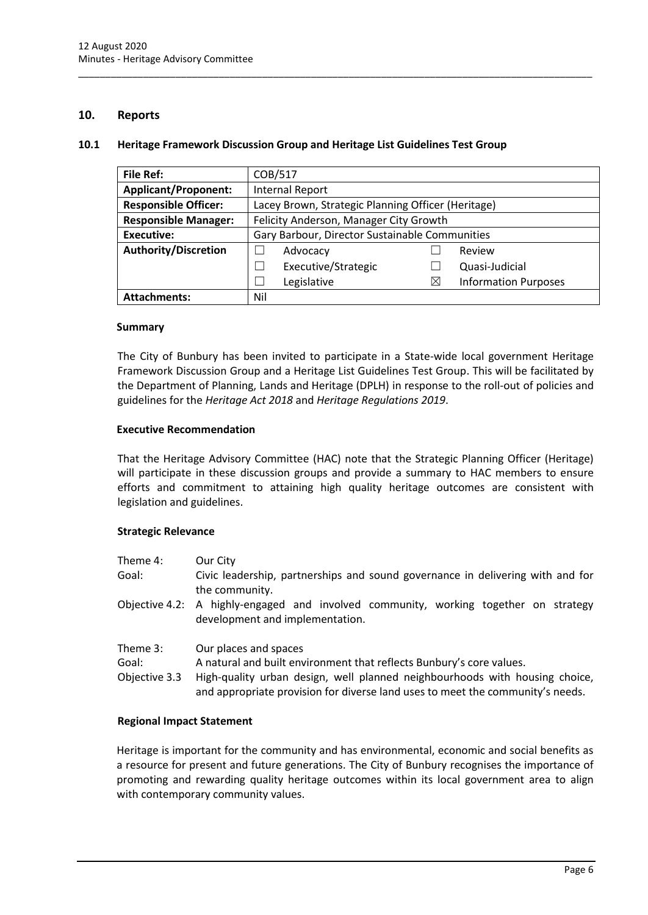## 10. Reports

### 10.1 Heritage Framework Discussion Group and Heritage List Guidelines Test Group

| **File Ref:** | COB/517 | | | |
|---|---|---|---|---|
| **Applicant/Proponent:** | Internal Report | | | |
| **Responsible Officer:** | Lacey Brown, Strategic Planning Officer (Heritage) | | | |
| **Responsible Manager:** | Felicity Anderson, Manager City Growth | | | |
| **Executive:** | Gary Barbour, Director Sustainable Communities | | | |
| **Authority/Discretion** | ☐ | Advocacy | ☐ | Review |
| | ☐ | Executive/Strategic | ☐ | Quasi-Judicial |
| | ☐ | Legislative | ☒ | Information Purposes |
| **Attachments:** | Nil | | | |

#### Summary

The City of Bunbury has been invited to participate in a State-wide local government Heritage Framework Discussion Group and a Heritage List Guidelines Test Group. This will be facilitated by the Department of Planning, Lands and Heritage (DPLH) in response to the roll-out of policies and guidelines for the *Heritage Act 2018* and *Heritage Regulations 2019*.

#### Executive Recommendation

That the Heritage Advisory Committee (HAC) note that the Strategic Planning Officer (Heritage) will participate in these discussion groups and provide a summary to HAC members to ensure efforts and commitment to attaining high quality heritage outcomes are consistent with legislation and guidelines.

#### Strategic Relevance

| | |
|---|---|
| Theme 4: | Our City |
| Goal: | Civic leadership, partnerships and sound governance in delivering with and for the community. |
| Objective 4.2: | A highly-engaged and involved community, working together on strategy development and implementation. |
| Theme 3: | Our places and spaces |
| Goal: | A natural and built environment that reflects Bunbury's core values. |
| Objective 3.3 | High-quality urban design, well planned neighbourhoods with housing choice, and appropriate provision for diverse land uses to meet the community's needs. |

#### Regional Impact Statement

Heritage is important for the community and has environmental, economic and social benefits as a resource for present and future generations. The City of Bunbury recognises the importance of promoting and rewarding quality heritage outcomes within its local government area to align with contemporary community values.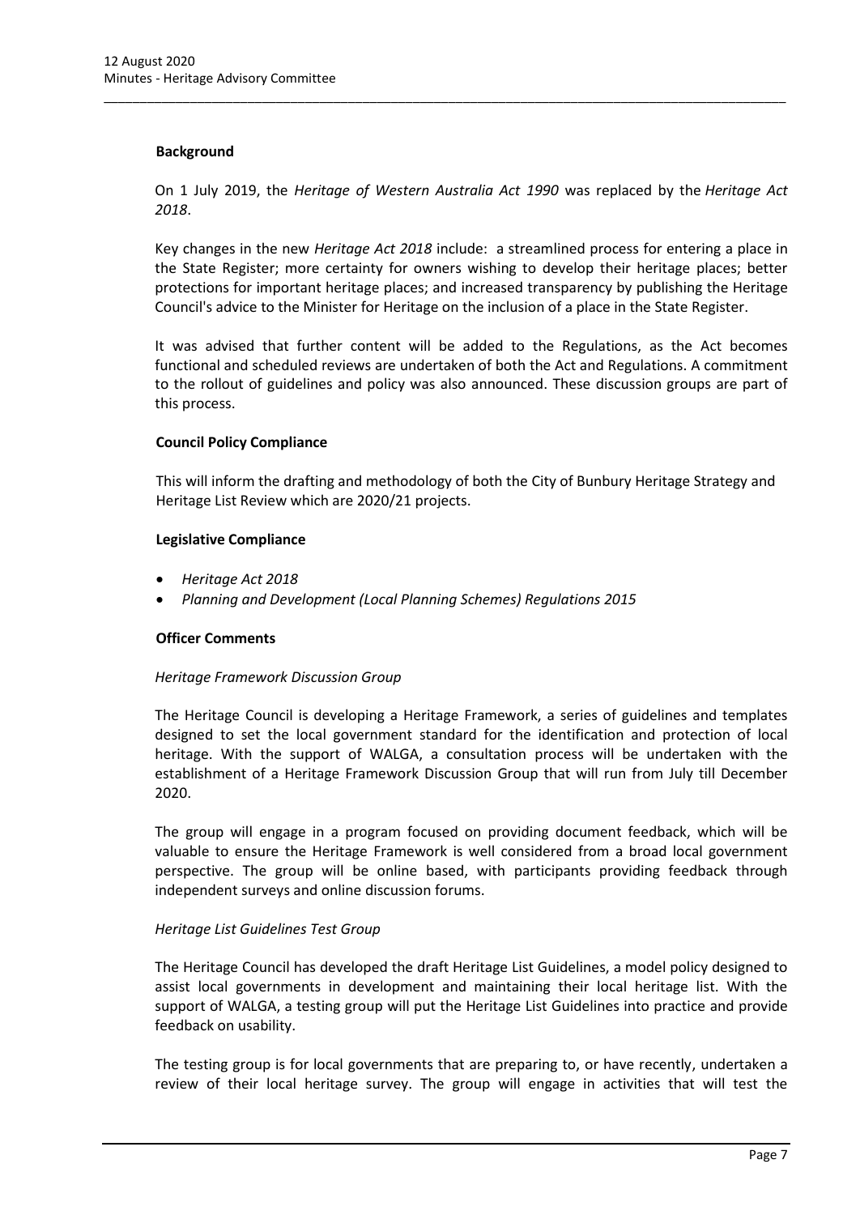**Background**

On 1 July 2019, the *Heritage of Western Australia Act 1990* was replaced by the *Heritage Act 2018*.

Key changes in the new *Heritage Act 2018* include: a streamlined process for entering a place in the State Register; more certainty for owners wishing to develop their heritage places; better protections for important heritage places; and increased transparency by publishing the Heritage Council's advice to the Minister for Heritage on the inclusion of a place in the State Register.

It was advised that further content will be added to the Regulations, as the Act becomes functional and scheduled reviews are undertaken of both the Act and Regulations. A commitment to the rollout of guidelines and policy was also announced. These discussion groups are part of this process.

**Council Policy Compliance**

This will inform the drafting and methodology of both the City of Bunbury Heritage Strategy and Heritage List Review which are 2020/21 projects.

**Legislative Compliance**

- *Heritage Act 2018*
- *Planning and Development (Local Planning Schemes) Regulations 2015*

**Officer Comments**

*Heritage Framework Discussion Group*

The Heritage Council is developing a Heritage Framework, a series of guidelines and templates designed to set the local government standard for the identification and protection of local heritage. With the support of WALGA, a consultation process will be undertaken with the establishment of a Heritage Framework Discussion Group that will run from July till December 2020.

The group will engage in a program focused on providing document feedback, which will be valuable to ensure the Heritage Framework is well considered from a broad local government perspective. The group will be online based, with participants providing feedback through independent surveys and online discussion forums.

*Heritage List Guidelines Test Group*

The Heritage Council has developed the draft Heritage List Guidelines, a model policy designed to assist local governments in development and maintaining their local heritage list. With the support of WALGA, a testing group will put the Heritage List Guidelines into practice and provide feedback on usability.

The testing group is for local governments that are preparing to, or have recently, undertaken a review of their local heritage survey. The group will engage in activities that will test the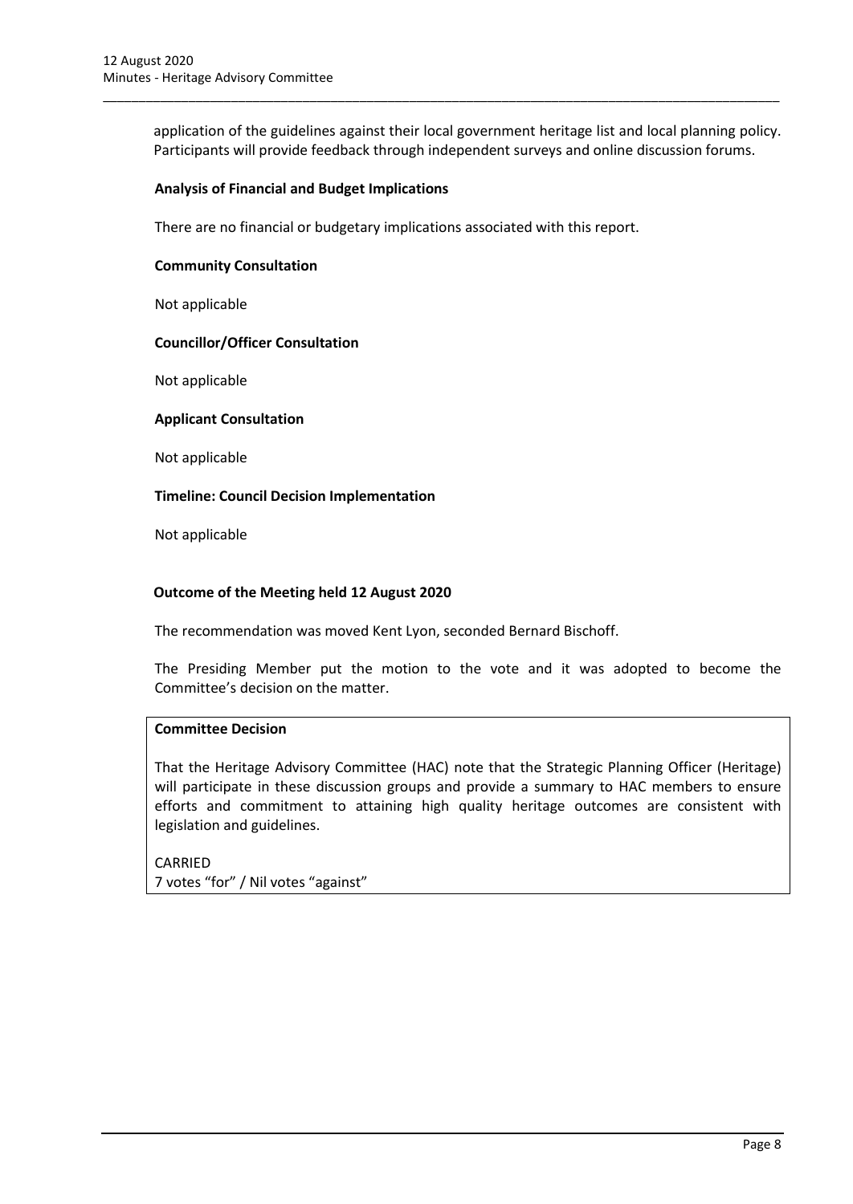application of the guidelines against their local government heritage list and local planning policy. Participants will provide feedback through independent surveys and online discussion forums.

**Analysis of Financial and Budget Implications**

There are no financial or budgetary implications associated with this report.

**Community Consultation**

Not applicable

**Councillor/Officer Consultation**

Not applicable

**Applicant Consultation**

Not applicable

**Timeline: Council Decision Implementation**

Not applicable

**Outcome of the Meeting held 12 August 2020**

The recommendation was moved Kent Lyon, seconded Bernard Bischoff.

The Presiding Member put the motion to the vote and it was adopted to become the Committee's decision on the matter.

**Committee Decision**

That the Heritage Advisory Committee (HAC) note that the Strategic Planning Officer (Heritage) will participate in these discussion groups and provide a summary to HAC members to ensure efforts and commitment to attaining high quality heritage outcomes are consistent with legislation and guidelines.

CARRIED
7 votes "for" / Nil votes "against"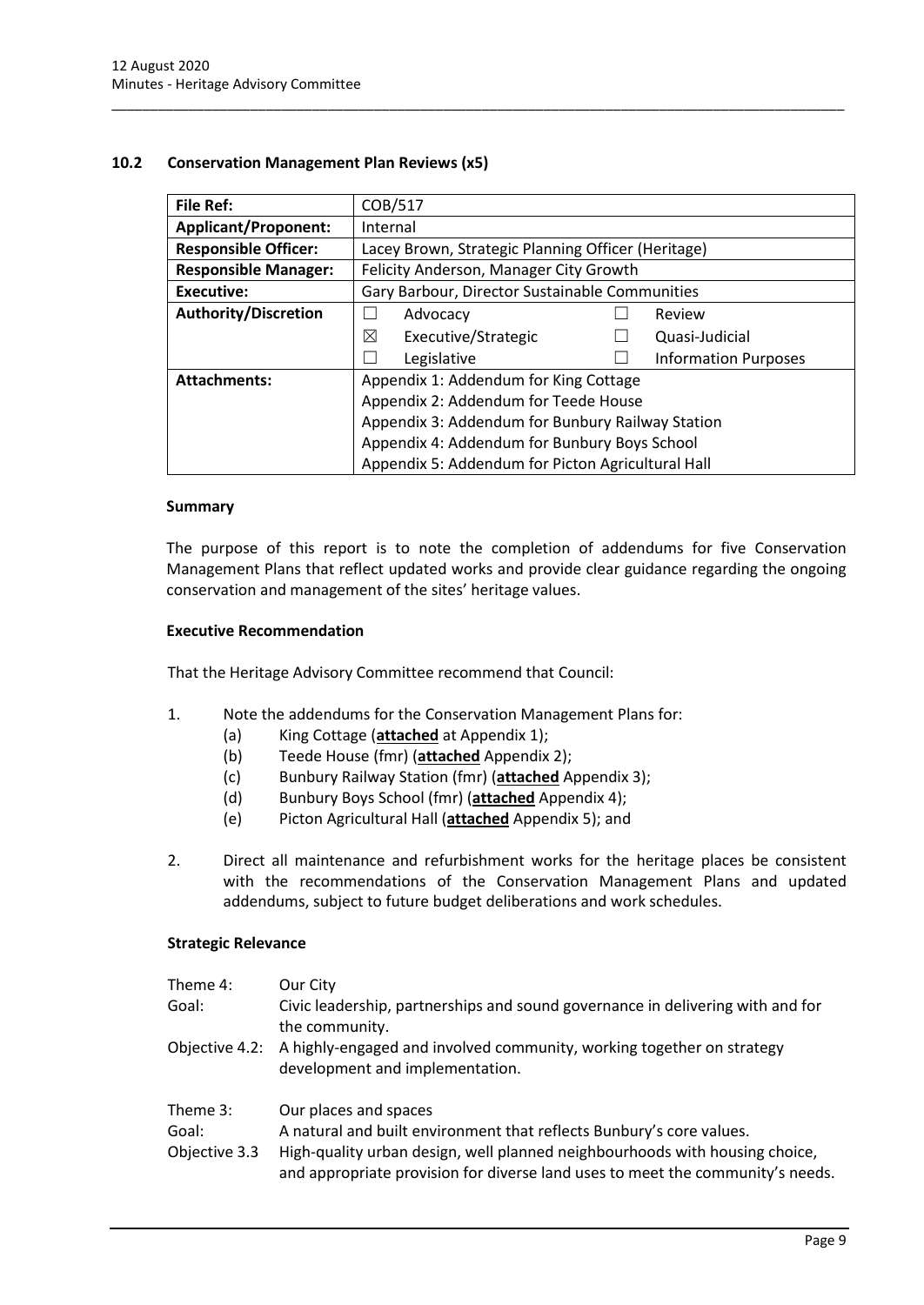### 10.2 Conservation Management Plan Reviews (x5)

| **File Ref:** | COB/517 | | |
|---|---|---|---|
| **Applicant/Proponent:** | Internal | | |
| **Responsible Officer:** | Lacey Brown, Strategic Planning Officer (Heritage) | | |
| **Responsible Manager:** | Felicity Anderson, Manager City Growth | | |
| **Executive:** | Gary Barbour, Director Sustainable Communities | | |
| **Authority/Discretion** | ☐ Advocacy | ☐ Review | |
| | ☒ Executive/Strategic | ☐ Quasi-Judicial | |
| | ☐ Legislative | ☐ Information Purposes | |
| **Attachments:** | Appendix 1: Addendum for King Cottage<br>Appendix 2: Addendum for Teede House<br>Appendix 3: Addendum for Bunbury Railway Station<br>Appendix 4: Addendum for Bunbury Boys School<br>Appendix 5: Addendum for Picton Agricultural Hall | | |

#### Summary

The purpose of this report is to note the completion of addendums for five Conservation Management Plans that reflect updated works and provide clear guidance regarding the ongoing conservation and management of the sites' heritage values.

#### Executive Recommendation

That the Heritage Advisory Committee recommend that Council:

1. Note the addendums for the Conservation Management Plans for:
   (a) King Cottage (**attached** at Appendix 1);
   (b) Teede House (fmr) (**attached** Appendix 2);
   (c) Bunbury Railway Station (fmr) (**attached** Appendix 3);
   (d) Bunbury Boys School (fmr) (**attached** Appendix 4);
   (e) Picton Agricultural Hall (**attached** Appendix 5); and

2. Direct all maintenance and refurbishment works for the heritage places be consistent with the recommendations of the Conservation Management Plans and updated addendums, subject to future budget deliberations and work schedules.

#### Strategic Relevance

| | |
|---|---|
| Theme 4: | Our City |
| Goal: | Civic leadership, partnerships and sound governance in delivering with and for the community. |
| Objective 4.2: | A highly-engaged and involved community, working together on strategy development and implementation. |

| | |
|---|---|
| Theme 3: | Our places and spaces |
| Goal: | A natural and built environment that reflects Bunbury's core values. |
| Objective 3.3 | High-quality urban design, well planned neighbourhoods with housing choice, and appropriate provision for diverse land uses to meet the community's needs. |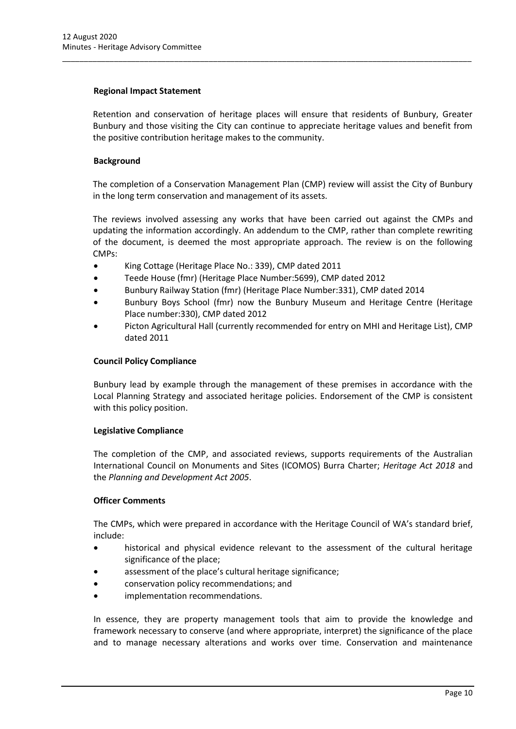**Regional Impact Statement**

Retention and conservation of heritage places will ensure that residents of Bunbury, Greater Bunbury and those visiting the City can continue to appreciate heritage values and benefit from the positive contribution heritage makes to the community.

**Background**

The completion of a Conservation Management Plan (CMP) review will assist the City of Bunbury in the long term conservation and management of its assets.

The reviews involved assessing any works that have been carried out against the CMPs and updating the information accordingly. An addendum to the CMP, rather than complete rewriting of the document, is deemed the most appropriate approach. The review is on the following CMPs:

- King Cottage (Heritage Place No.: 339), CMP dated 2011
- Teede House (fmr) (Heritage Place Number:5699), CMP dated 2012
- Bunbury Railway Station (fmr) (Heritage Place Number:331), CMP dated 2014
- Bunbury Boys School (fmr) now the Bunbury Museum and Heritage Centre (Heritage Place number:330), CMP dated 2012
- Picton Agricultural Hall (currently recommended for entry on MHI and Heritage List), CMP dated 2011

**Council Policy Compliance**

Bunbury lead by example through the management of these premises in accordance with the Local Planning Strategy and associated heritage policies. Endorsement of the CMP is consistent with this policy position.

**Legislative Compliance**

The completion of the CMP, and associated reviews, supports requirements of the Australian International Council on Monuments and Sites (ICOMOS) Burra Charter; *Heritage Act 2018* and the *Planning and Development Act 2005*.

**Officer Comments**

The CMPs, which were prepared in accordance with the Heritage Council of WA's standard brief, include:

- historical and physical evidence relevant to the assessment of the cultural heritage significance of the place;
- assessment of the place's cultural heritage significance;
- conservation policy recommendations; and
- implementation recommendations.

In essence, they are property management tools that aim to provide the knowledge and framework necessary to conserve (and where appropriate, interpret) the significance of the place and to manage necessary alterations and works over time. Conservation and maintenance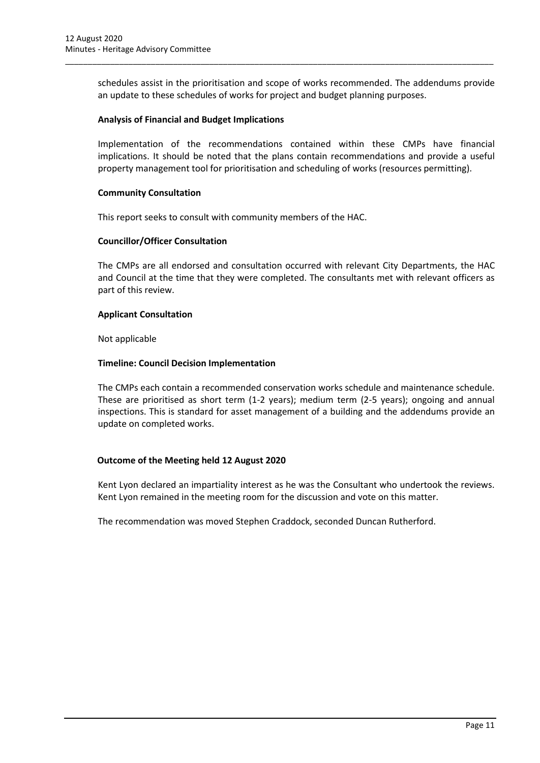schedules assist in the prioritisation and scope of works recommended. The addendums provide an update to these schedules of works for project and budget planning purposes.

**Analysis of Financial and Budget Implications**

Implementation of the recommendations contained within these CMPs have financial implications. It should be noted that the plans contain recommendations and provide a useful property management tool for prioritisation and scheduling of works (resources permitting).

**Community Consultation**

This report seeks to consult with community members of the HAC.

**Councillor/Officer Consultation**

The CMPs are all endorsed and consultation occurred with relevant City Departments, the HAC and Council at the time that they were completed. The consultants met with relevant officers as part of this review.

**Applicant Consultation**

Not applicable

**Timeline: Council Decision Implementation**

The CMPs each contain a recommended conservation works schedule and maintenance schedule. These are prioritised as short term (1-2 years); medium term (2-5 years); ongoing and annual inspections. This is standard for asset management of a building and the addendums provide an update on completed works.

**Outcome of the Meeting held 12 August 2020**

Kent Lyon declared an impartiality interest as he was the Consultant who undertook the reviews. Kent Lyon remained in the meeting room for the discussion and vote on this matter.

The recommendation was moved Stephen Craddock, seconded Duncan Rutherford.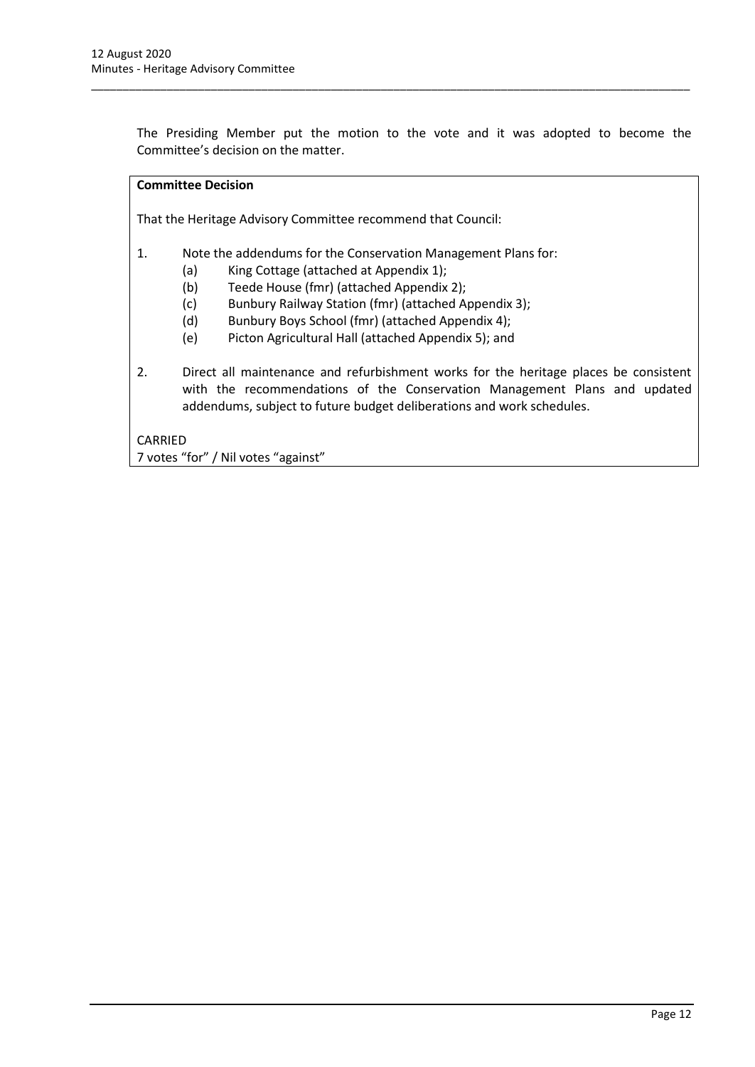The Presiding Member put the motion to the vote and it was adopted to become the Committee's decision on the matter.

**Committee Decision**

That the Heritage Advisory Committee recommend that Council:

1. Note the addendums for the Conservation Management Plans for:
   - (a) King Cottage (attached at Appendix 1);
   - (b) Teede House (fmr) (attached Appendix 2);
   - (c) Bunbury Railway Station (fmr) (attached Appendix 3);
   - (d) Bunbury Boys School (fmr) (attached Appendix 4);
   - (e) Picton Agricultural Hall (attached Appendix 5); and

2. Direct all maintenance and refurbishment works for the heritage places be consistent with the recommendations of the Conservation Management Plans and updated addendums, subject to future budget deliberations and work schedules.

CARRIED
7 votes "for" / Nil votes "against"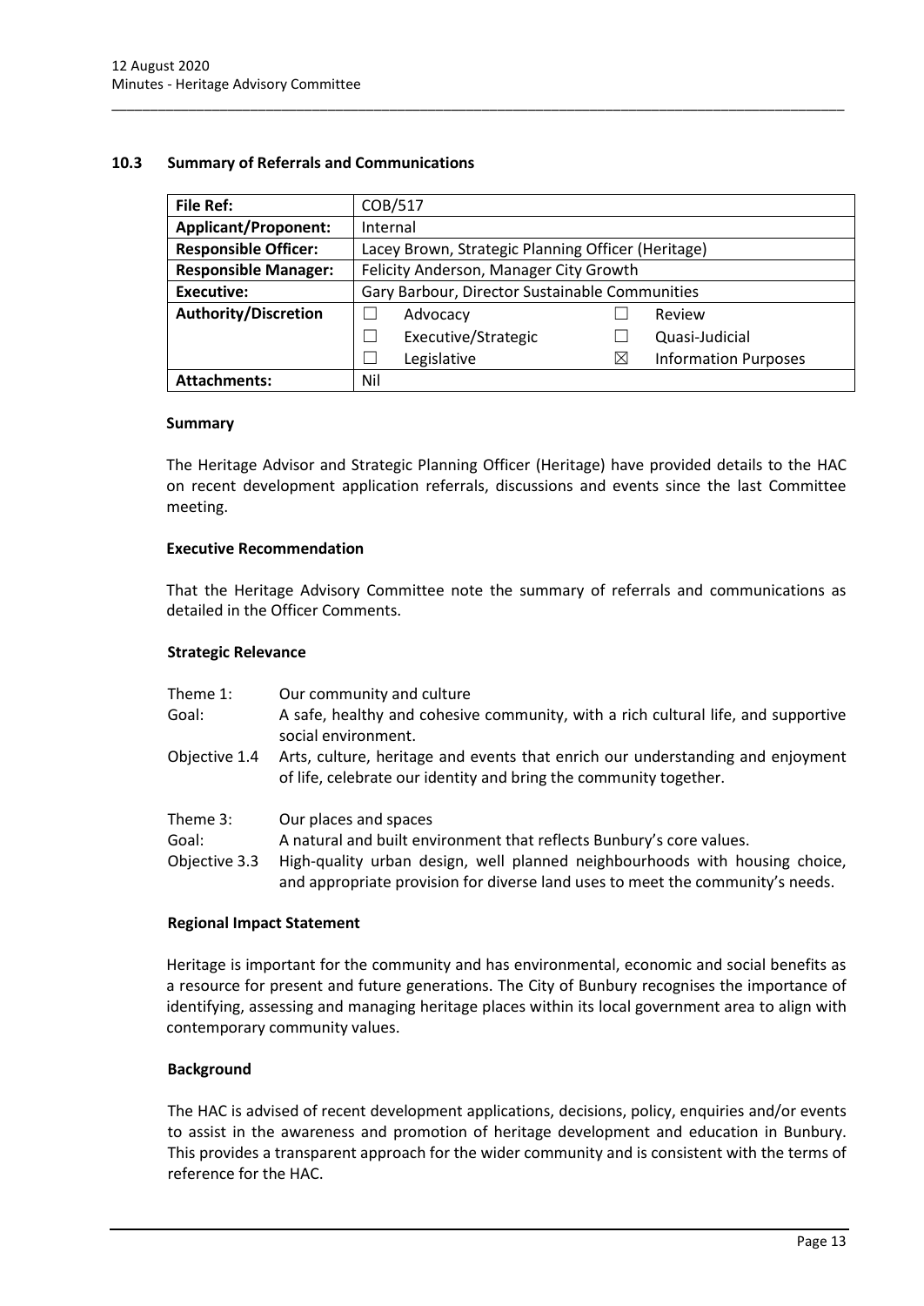## 10.3 Summary of Referrals and Communications

| File Ref: | COB/517 | | | |
|---|---|---|---|---|
| **Applicant/Proponent:** | Internal | | | |
| **Responsible Officer:** | Lacey Brown, Strategic Planning Officer (Heritage) | | | |
| **Responsible Manager:** | Felicity Anderson, Manager City Growth | | | |
| **Executive:** | Gary Barbour, Director Sustainable Communities | | | |
| **Authority/Discretion** | ☐ | Advocacy | ☐ | Review |
| | ☐ | Executive/Strategic | ☐ | Quasi-Judicial |
| | ☐ | Legislative | ☒ | Information Purposes |
| **Attachments:** | Nil | | | |

### Summary

The Heritage Advisor and Strategic Planning Officer (Heritage) have provided details to the HAC on recent development application referrals, discussions and events since the last Committee meeting.

### Executive Recommendation

That the Heritage Advisory Committee note the summary of referrals and communications as detailed in the Officer Comments.

### Strategic Relevance

| | |
|---|---|
| Theme 1: | Our community and culture |
| Goal: | A safe, healthy and cohesive community, with a rich cultural life, and supportive social environment. |
| Objective 1.4 | Arts, culture, heritage and events that enrich our understanding and enjoyment of life, celebrate our identity and bring the community together. |
| Theme 3: | Our places and spaces |
| Goal: | A natural and built environment that reflects Bunbury's core values. |
| Objective 3.3 | High-quality urban design, well planned neighbourhoods with housing choice, and appropriate provision for diverse land uses to meet the community's needs. |

### Regional Impact Statement

Heritage is important for the community and has environmental, economic and social benefits as a resource for present and future generations. The City of Bunbury recognises the importance of identifying, assessing and managing heritage places within its local government area to align with contemporary community values.

### Background

The HAC is advised of recent development applications, decisions, policy, enquiries and/or events to assist in the awareness and promotion of heritage development and education in Bunbury. This provides a transparent approach for the wider community and is consistent with the terms of reference for the HAC.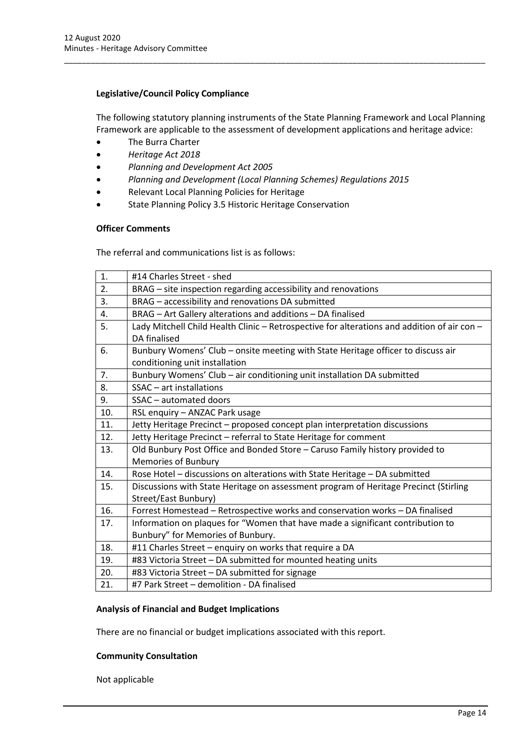**Legislative/Council Policy Compliance**

The following statutory planning instruments of the State Planning Framework and Local Planning Framework are applicable to the assessment of development applications and heritage advice:

- The Burra Charter
- *Heritage Act 2018*
- *Planning and Development Act 2005*
- *Planning and Development (Local Planning Schemes) Regulations 2015*
- Relevant Local Planning Policies for Heritage
- State Planning Policy 3.5 Historic Heritage Conservation

**Officer Comments**

The referral and communications list is as follows:

| | |
|---|---|
| 1. | #14 Charles Street - shed |
| 2. | BRAG – site inspection regarding accessibility and renovations |
| 3. | BRAG – accessibility and renovations DA submitted |
| 4. | BRAG – Art Gallery alterations and additions – DA finalised |
| 5. | Lady Mitchell Child Health Clinic – Retrospective for alterations and addition of air con – DA finalised |
| 6. | Bunbury Womens' Club – onsite meeting with State Heritage officer to discuss air conditioning unit installation |
| 7. | Bunbury Womens' Club – air conditioning unit installation DA submitted |
| 8. | SSAC – art installations |
| 9. | SSAC – automated doors |
| 10. | RSL enquiry – ANZAC Park usage |
| 11. | Jetty Heritage Precinct – proposed concept plan interpretation discussions |
| 12. | Jetty Heritage Precinct – referral to State Heritage for comment |
| 13. | Old Bunbury Post Office and Bonded Store – Caruso Family history provided to Memories of Bunbury |
| 14. | Rose Hotel – discussions on alterations with State Heritage – DA submitted |
| 15. | Discussions with State Heritage on assessment program of Heritage Precinct (Stirling Street/East Bunbury) |
| 16. | Forrest Homestead – Retrospective works and conservation works – DA finalised |
| 17. | Information on plaques for "Women that have made a significant contribution to Bunbury" for Memories of Bunbury. |
| 18. | #11 Charles Street – enquiry on works that require a DA |
| 19. | #83 Victoria Street – DA submitted for mounted heating units |
| 20. | #83 Victoria Street – DA submitted for signage |
| 21. | #7 Park Street – demolition - DA finalised |

**Analysis of Financial and Budget Implications**

There are no financial or budget implications associated with this report.

**Community Consultation**

Not applicable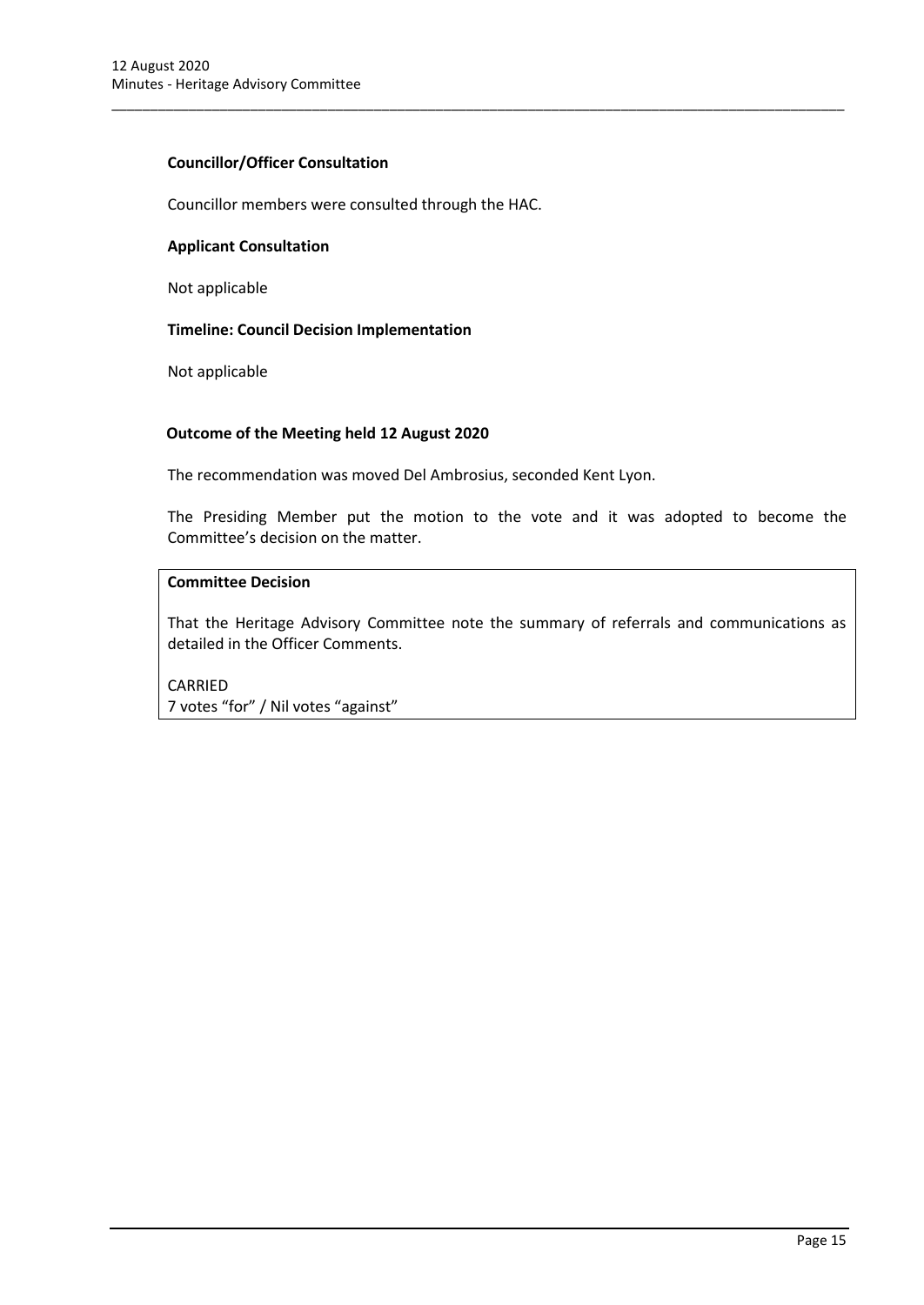**Councillor/Officer Consultation**

Councillor members were consulted through the HAC.

**Applicant Consultation**

Not applicable

**Timeline: Council Decision Implementation**

Not applicable

**Outcome of the Meeting held 12 August 2020**

The recommendation was moved Del Ambrosius, seconded Kent Lyon.

The Presiding Member put the motion to the vote and it was adopted to become the Committee's decision on the matter.

**Committee Decision**

That the Heritage Advisory Committee note the summary of referrals and communications as detailed in the Officer Comments.

CARRIED
7 votes "for" / Nil votes "against"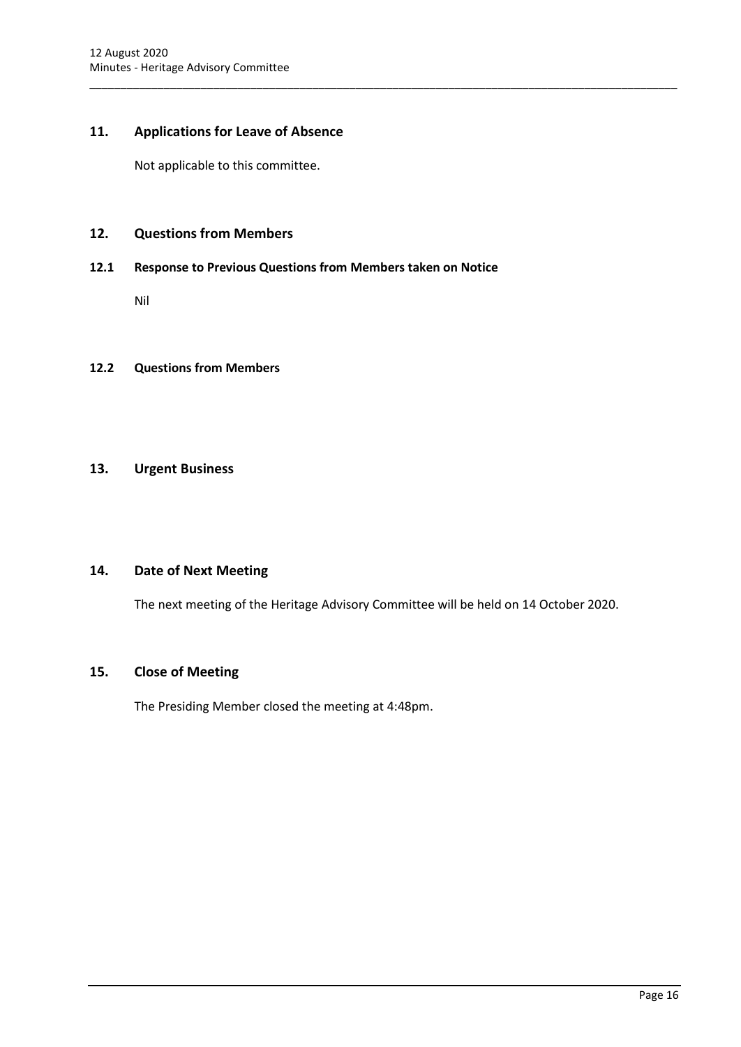## 11. Applications for Leave of Absence

Not applicable to this committee.

## 12. Questions from Members

### 12.1 Response to Previous Questions from Members taken on Notice

Nil

### 12.2 Questions from Members

## 13. Urgent Business

## 14. Date of Next Meeting

The next meeting of the Heritage Advisory Committee will be held on 14 October 2020.

## 15. Close of Meeting

The Presiding Member closed the meeting at 4:48pm.